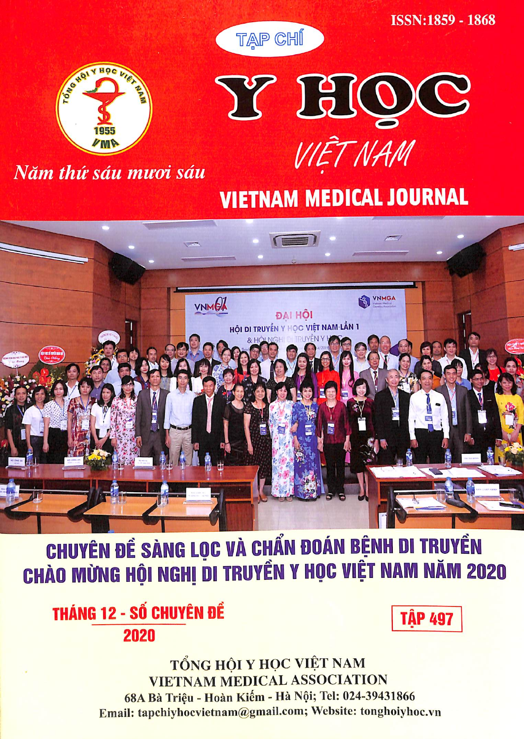ISSN:1859 - 1868

TẠP CHÍ

# Y HỌC VIỆT NAM

# VIETNAM MEDICAL JOURNAL

*Năm thứ sáu mươi sáu*

## CHUYÊN ĐỀ SÀNG LỌC VÀ CHẨN ĐOÁN BỆNH DI TRUYỀN CHÀO MỪNG HỘI NGHỊ DI TRUYỀN Y HỌC VIỆT NAM NĂM 2020

**THÁNG 12 - SỐ CHUYÊN ĐỀ 2020**

**TẬP 497**

TỔNG HỘI Y HỌC VIỆT NAM
VIETNAM MEDICAL ASSOCIATION
68A Bà Triệu - Hoàn Kiếm - Hà Nội; Tel: 024-39431866
Email: tapchiyhocvietnam@gmail.com; Website: tonghoiyhoc.vn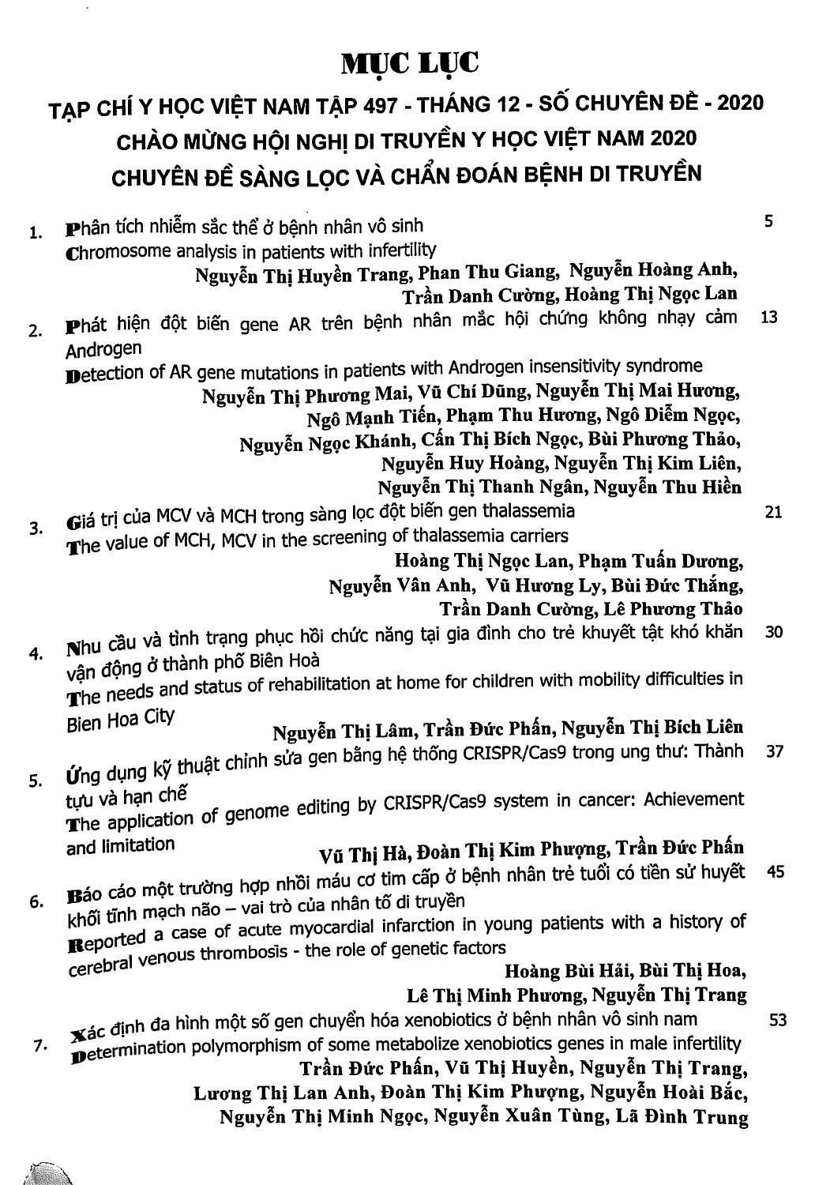# MỤC LỤC

## TẠP CHÍ Y HỌC VIỆT NAM TẬP 497 - THÁNG 12 - SỐ CHUYÊN ĐỀ - 2020

## CHÀO MỪNG HỘI NGHỊ DI TRUYỀN Y HỌC VIỆT NAM 2020

## CHUYÊN ĐỀ SÀNG LỌC VÀ CHẨN ĐOÁN BỆNH DI TRUYỀN

1. Phân tích nhiễm sắc thể ở bệnh nhân vô sinh — 5
   Chromosome analysis in patients with infertility
   **Nguyễn Thị Huyền Trang, Phan Thu Giang, Nguyễn Hoàng Anh, Trần Danh Cường, Hoàng Thị Ngọc Lan**

2. Phát hiện đột biến gene AR trên bệnh nhân mắc hội chứng không nhạy cảm Androgen — 13
   Detection of AR gene mutations in patients with Androgen insensitivity syndrome
   **Nguyễn Thị Phương Mai, Vũ Chí Dũng, Nguyễn Thị Mai Hương, Ngô Mạnh Tiến, Phạm Thu Hương, Ngô Diễm Ngọc, Nguyễn Ngọc Khánh, Cấn Thị Bích Ngọc, Bùi Phương Thảo, Nguyễn Huy Hoàng, Nguyễn Thị Kim Liên, Nguyễn Thị Thanh Ngân, Nguyễn Thu Hiền**

3. Giá trị của MCV và MCH trong sàng lọc đột biến gen thalassemia — 21
   The value of MCH, MCV in the screening of thalassemia carriers
   **Hoàng Thị Ngọc Lan, Phạm Tuấn Dương, Nguyễn Vân Anh, Vũ Hương Ly, Bùi Đức Thắng, Trần Danh Cường, Lê Phương Thảo**

4. Nhu cầu và tình trạng phục hồi chức năng tại gia đình cho trẻ khuyết tật khó khăn vận động ở thành phố Biên Hoà — 30
   The needs and status of rehabilitation at home for children with mobility difficulties in Bien Hoa City
   **Nguyễn Thị Lâm, Trần Đức Phấn, Nguyễn Thị Bích Liên**

5. Ứng dụng kỹ thuật chỉnh sửa gen bằng hệ thống CRISPR/Cas9 trong ung thư: Thành tựu và hạn chế — 37
   The application of genome editing by CRISPR/Cas9 system in cancer: Achievement and limitation
   **Vũ Thị Hà, Đoàn Thị Kim Phượng, Trần Đức Phấn**

6. Báo cáo một trường hợp nhồi máu cơ tim cấp ở bệnh nhân trẻ tuổi có tiền sử huyết khối tĩnh mạch não – vai trò của nhân tố di truyền — 45
   Reported a case of acute myocardial infarction in young patients with a history of cerebral venous thrombosis - the role of genetic factors
   **Hoàng Bùi Hải, Bùi Thị Hoa, Lê Thị Minh Phương, Nguyễn Thị Trang**

7. Xác định đa hình một số gen chuyển hóa xenobiotics ở bệnh nhân vô sinh nam — 53
   Determination polymorphism of some metabolize xenobiotics genes in male infertility
   **Trần Đức Phấn, Vũ Thị Huyền, Nguyễn Thị Trang, Lương Thị Lan Anh, Đoàn Thị Kim Phượng, Nguyễn Hoài Bắc, Nguyễn Thị Minh Ngọc, Nguyễn Xuân Tùng, Lã Đình Trung**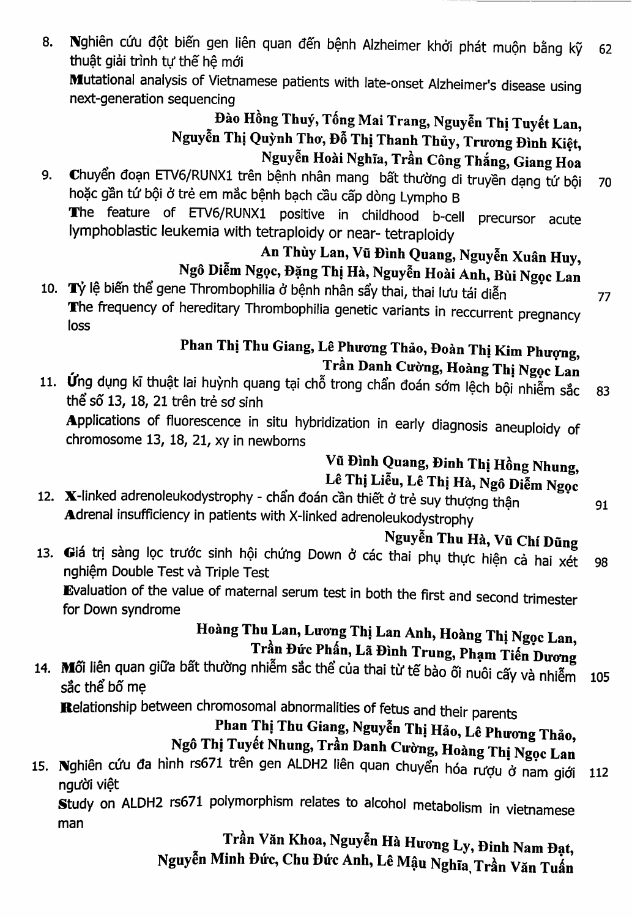8. Nghiên cứu đột biến gen liên quan đến bệnh Alzheimer khởi phát muộn bằng kỹ thuật giải trình tự thế hệ mới — 62

   Mutational analysis of Vietnamese patients with late-onset Alzheimer's disease using next-generation sequencing

   **Đào Hồng Thuý, Tống Mai Trang, Nguyễn Thị Tuyết Lan, Nguyễn Thị Quỳnh Thơ, Đỗ Thị Thanh Thủy, Trương Đình Kiệt, Nguyễn Hoài Nghĩa, Trần Công Thắng, Giang Hoa**

9. Chuyển đoạn ETV6/RUNX1 trên bệnh nhân mang bất thường di truyền dạng tứ bội hoặc gần tứ bội ở trẻ em mắc bệnh bạch cầu cấp dòng Lympho B — 70

   The feature of ETV6/RUNX1 positive in childhood b-cell precursor acute lymphoblastic leukemia with tetraploidy or near- tetraploidy

   **An Thùy Lan, Vũ Đình Quang, Nguyễn Xuân Huy, Ngô Diễm Ngọc, Đặng Thị Hà, Nguyễn Hoài Anh, Bùi Ngọc Lan**

10. Tỷ lệ biến thể gene Thrombophilia ở bệnh nhân sẩy thai, thai lưu tái diễn — 77

    The frequency of hereditary Thrombophilia genetic variants in reccurrent pregnancy loss

    **Phan Thị Thu Giang, Lê Phương Thảo, Đoàn Thị Kim Phượng, Trần Danh Cường, Hoàng Thị Ngọc Lan**

11. Ứng dụng kĩ thuật lai huỳnh quang tại chỗ trong chẩn đoán sớm lệch bội nhiễm sắc thể số 13, 18, 21 trên trẻ sơ sinh — 83

    Applications of fluorescence in situ hybridization in early diagnosis aneuploidy of chromosome 13, 18, 21, xy in newborns

    **Vũ Đình Quang, Đinh Thị Hồng Nhung, Lê Thị Liễu, Lê Thị Hà, Ngô Diễm Ngọc**

12. X-linked adrenoleukodystrophy - chẩn đoán cần thiết ở trẻ suy thượng thận — 91

    Adrenal insufficiency in patients with X-linked adrenoleukodystrophy

    **Nguyễn Thu Hà, Vũ Chí Dũng**

13. Giá trị sàng lọc trước sinh hội chứng Down ở các thai phụ thực hiện cả hai xét nghiệm Double Test và Triple Test — 98

    Evaluation of the value of maternal serum test in both the first and second trimester for Down syndrome

    **Hoàng Thu Lan, Lương Thị Lan Anh, Hoàng Thị Ngọc Lan, Trần Đức Phấn, Lã Đình Trung, Phạm Tiến Dương**

14. Mối liên quan giữa bất thường nhiễm sắc thể của thai từ tế bào ối nuôi cấy và nhiễm sắc thể bố mẹ — 105

    Relationship between chromosomal abnormalities of fetus and their parents

    **Phan Thị Thu Giang, Nguyễn Thị Hảo, Lê Phương Thảo, Ngô Thị Tuyết Nhung, Trần Danh Cường, Hoàng Thị Ngọc Lan**

15. Nghiên cứu đa hình rs671 trên gen ALDH2 liên quan chuyển hóa rượu ở nam giới người việt — 112

    Study on ALDH2 rs671 polymorphism relates to alcohol metabolism in vietnamese man

    **Trần Văn Khoa, Nguyễn Hà Hương Ly, Đinh Nam Đạt, Nguyễn Minh Đức, Chu Đức Anh, Lê Mậu Nghĩa, Trần Văn Tuấn**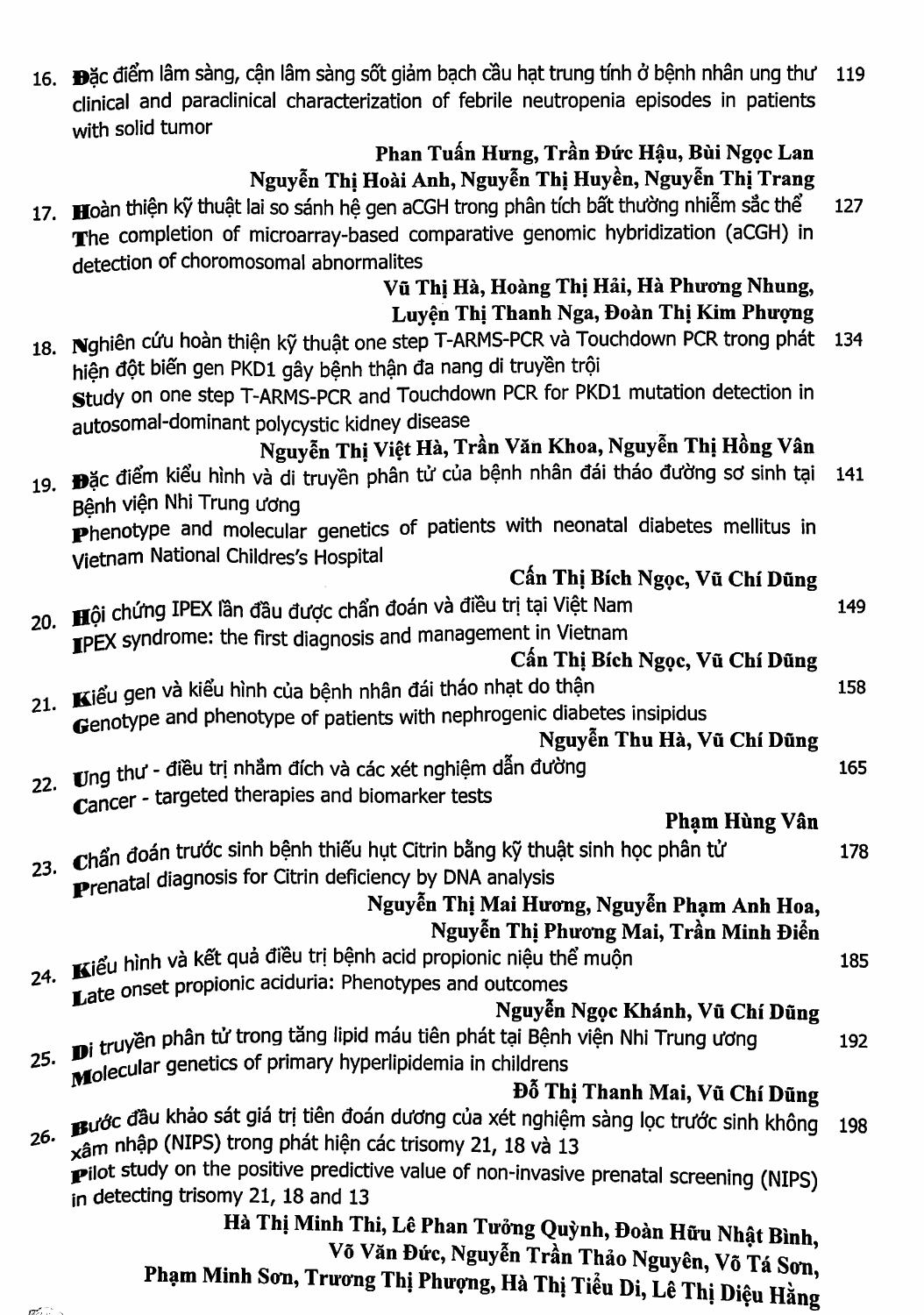16. Đặc điểm lâm sàng, cận lâm sàng sốt giảm bạch cầu hạt trung tính ở bệnh nhân ung thư 119
clinical and paraclinical characterization of febrile neutropenia episodes in patients with solid tumor
**Phan Tuấn Hưng, Trần Đức Hậu, Bùi Ngọc Lan Nguyễn Thị Hoài Anh, Nguyễn Thị Huyền, Nguyễn Thị Trang**

17. Hoàn thiện kỹ thuật lai so sánh hệ gen aCGH trong phân tích bất thường nhiễm sắc thể 127
The completion of microarray-based comparative genomic hybridization (aCGH) in detection of choromosomal abnormalites
**Vũ Thị Hà, Hoàng Thị Hải, Hà Phương Nhung, Luyện Thị Thanh Nga, Đoàn Thị Kim Phượng**

18. Nghiên cứu hoàn thiện kỹ thuật one step T-ARMS-PCR và Touchdown PCR trong phát hiện đột biến gen PKD1 gây bệnh thận đa nang di truyền trội 134
Study on one step T-ARMS-PCR and Touchdown PCR for PKD1 mutation detection in autosomal-dominant polycystic kidney disease
**Nguyễn Thị Việt Hà, Trần Văn Khoa, Nguyễn Thị Hồng Vân**

19. Đặc điểm kiểu hình và di truyền phân tử của bệnh nhân đái tháo đường sơ sinh tại Bệnh viện Nhi Trung ương 141
Phenotype and molecular genetics of patients with neonatal diabetes mellitus in Vietnam National Childres's Hospital
**Cấn Thị Bích Ngọc, Vũ Chí Dũng**

20. Hội chứng IPEX lần đầu được chẩn đoán và điều trị tại Việt Nam 149
IPEX syndrome: the first diagnosis and management in Vietnam
**Cấn Thị Bích Ngọc, Vũ Chí Dũng**

21. Kiểu gen và kiểu hình của bệnh nhân đái tháo nhạt do thận 158
Genotype and phenotype of patients with nephrogenic diabetes insipidus
**Nguyễn Thu Hà, Vũ Chí Dũng**

22. Ung thư - điều trị nhắm đích và các xét nghiệm dẫn đường 165
Cancer - targeted therapies and biomarker tests
**Phạm Hùng Vân**

23. Chẩn đoán trước sinh bệnh thiếu hụt Citrin bằng kỹ thuật sinh học phân tử 178
Prenatal diagnosis for Citrin deficiency by DNA analysis
**Nguyễn Thị Mai Hương, Nguyễn Phạm Anh Hoa, Nguyễn Thị Phương Mai, Trần Minh Điển**

24. Kiểu hình và kết quả điều trị bệnh acid propionic niệu thể muộn 185
Late onset propionic aciduria: Phenotypes and outcomes
**Nguyễn Ngọc Khánh, Vũ Chí Dũng**

25. Di truyền phân tử trong tăng lipid máu tiên phát tại Bệnh viện Nhi Trung ương 192
Molecular genetics of primary hyperlipidemia in childrens
**Đỗ Thị Thanh Mai, Vũ Chí Dũng**

26. Bước đầu khảo sát giá trị tiên đoán dương của xét nghiệm sàng lọc trước sinh không xâm nhập (NIPS) trong phát hiện các trisomy 21, 18 và 13 198
Pilot study on the positive predictive value of non-invasive prenatal screening (NIPS) in detecting trisomy 21, 18 and 13
**Hà Thị Minh Thi, Lê Phan Tưởng Quỳnh, Đoàn Hữu Nhật Bình, Võ Văn Đức, Nguyễn Trần Thảo Nguyên, Võ Tá Sơn, Phạm Minh Sơn, Trương Thị Phượng, Hà Thị Tiểu Di, Lê Thị Diệu Hằng**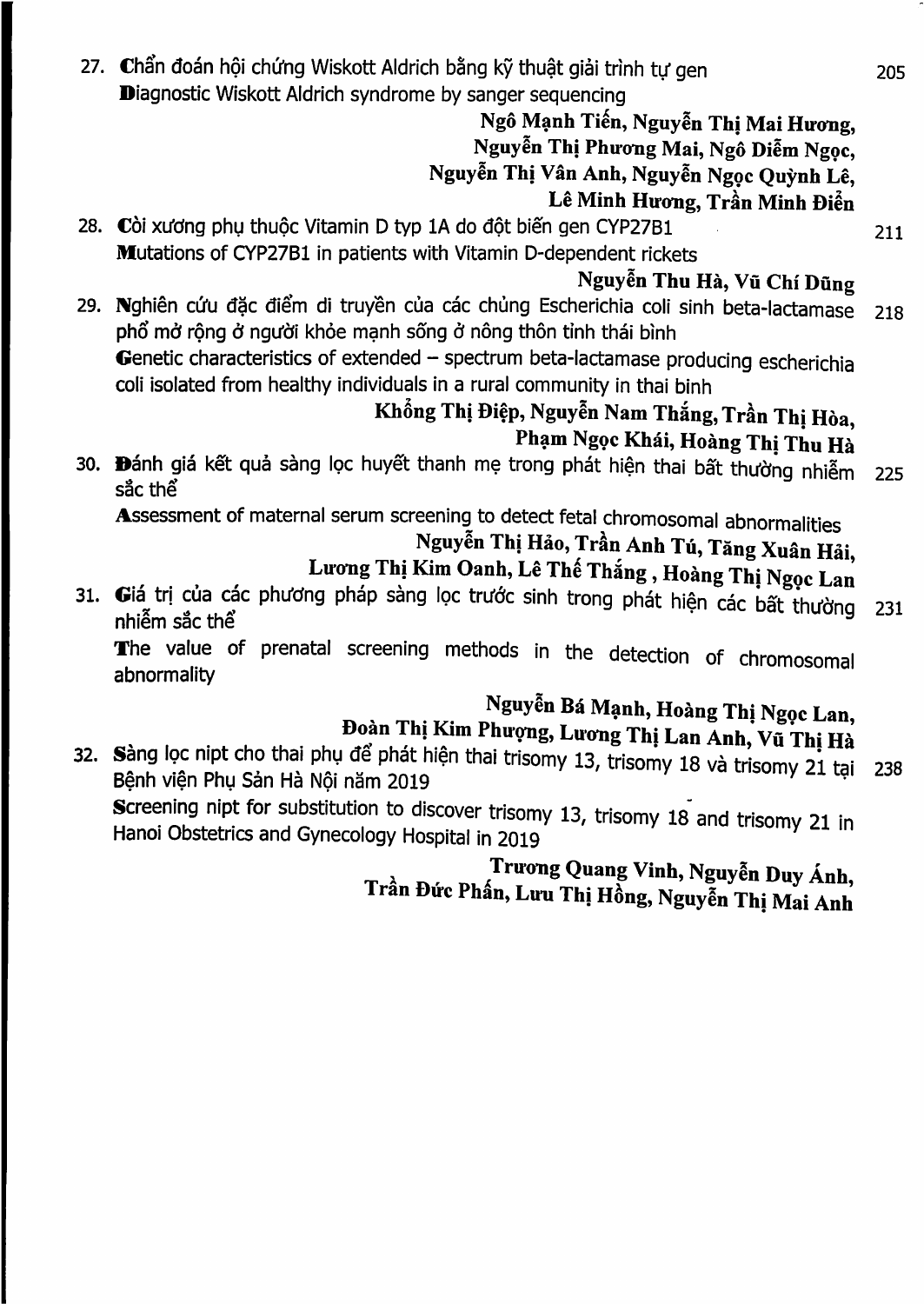27. **C**hẩn đoán hội chứng Wiskott Aldrich bằng kỹ thuật giải trình tự gen — 205
    **D**iagnostic Wiskott Aldrich syndrome by sanger sequencing

    **Ngô Mạnh Tiến, Nguyễn Thị Mai Hương, Nguyễn Thị Phương Mai, Ngô Diễm Ngọc, Nguyễn Thị Vân Anh, Nguyễn Ngọc Quỳnh Lê, Lê Minh Hương, Trần Minh Điển**

28. **C**òi xương phụ thuộc Vitamin D typ 1A do đột biến gen CYP27B1 — 211
    **M**utations of CYP27B1 in patients with Vitamin D-dependent rickets

    **Nguyễn Thu Hà, Vũ Chí Dũng**

29. **N**ghiên cứu đặc điểm di truyền của các chủng Escherichia coli sinh beta-lactamase phổ mở rộng ở người khỏe mạnh sống ở nông thôn tỉnh thái bình — 218
    **G**enetic characteristics of extended – spectrum beta-lactamase producing escherichia coli isolated from healthy individuals in a rural community in thai binh

    **Khổng Thị Điệp, Nguyễn Nam Thắng, Trần Thị Hòa, Phạm Ngọc Khái, Hoàng Thị Thu Hà**

30. **Đ**ánh giá kết quả sàng lọc huyết thanh mẹ trong phát hiện thai bất thường nhiễm sắc thể — 225
    **A**ssessment of maternal serum screening to detect fetal chromosomal abnormalities

    **Nguyễn Thị Hảo, Trần Anh Tú, Tăng Xuân Hải, Lương Thị Kim Oanh, Lê Thế Thắng , Hoàng Thị Ngọc Lan**

31. **G**iá trị của các phương pháp sàng lọc trước sinh trong phát hiện các bất thường nhiễm sắc thể — 231
    **T**he value of prenatal screening methods in the detection of chromosomal abnormality

    **Nguyễn Bá Mạnh, Hoàng Thị Ngọc Lan, Đoàn Thị Kim Phượng, Lương Thị Lan Anh, Vũ Thị Hà**

32. **S**àng lọc nipt cho thai phụ để phát hiện thai trisomy 13, trisomy 18 và trisomy 21 tại Bệnh viện Phụ Sản Hà Nội năm 2019 — 238
    **S**creening nipt for substitution to discover trisomy 13, trisomy 18 and trisomy 21 in Hanoi Obstetrics and Gynecology Hospital in 2019

    **Trương Quang Vinh, Nguyễn Duy Ánh, Trần Đức Phấn, Lưu Thị Hồng, Nguyễn Thị Mai Anh**